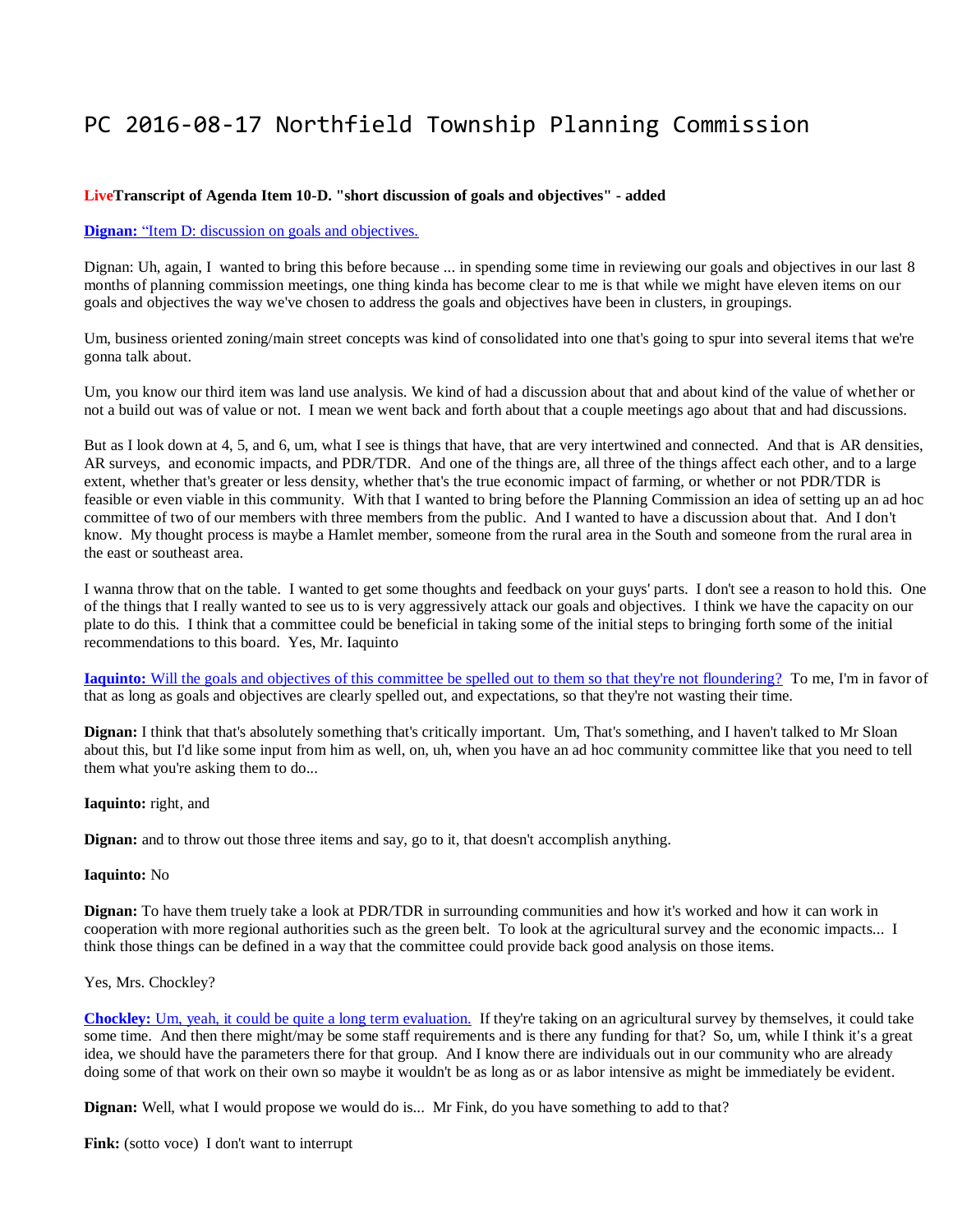#  PC 2016-08-17 Northfield Township Planning Commission

**LiveTranscript of Agenda Item 10-D. "short discussion of goals and objectives" - added**

**Dignan:** "Item D: discussion on goals and objectives.

Dignan: Uh, again, I wanted to bring this before because ... in spending some time in reviewing our goals and objectives in our last 8 months of planning commission meetings, one thing kinda has become clear to me is that while we might have eleven items on our goals and objectives the way we've chosen to address the goals and objectives have been in clusters, in groupings.

Um, business oriented zoning/main street concepts was kind of consolidated into one that's going to spur into several items that we're gonna talk about.

Um, you know our third item was land use analysis. We kind of had a discussion about that and about kind of the value of whether or not a build out was of value or not. I mean we went back and forth about that a couple meetings ago about that and had discussions.

But as I look down at 4, 5, and 6, um, what I see is things that have, that are very intertwined and connected. And that is AR densities, AR surveys, and economic impacts, and PDR/TDR. And one of the things are, all three of the things affect each other, and to a large extent, whether that's greater or less density, whether that's the true economic impact of farming, or whether or not PDR/TDR is feasible or even viable in this community. With that I wanted to bring before the Planning Commission an idea of setting up an ad hoc committee of two of our members with three members from the public. And I wanted to have a discussion about that. And I don't know. My thought process is maybe a Hamlet member, someone from the rural area in the South and someone from the rural area in the east or southeast area.

I wanna throw that on the table. I wanted to get some thoughts and feedback on your guys' parts. I don't see a reason to hold this. One of the things that I really wanted to see us to is very aggressively attack our goals and objectives. I think we have the capacity on our plate to do this. I think that a committee could be beneficial in taking some of the initial steps to bringing forth some of the initial recommendations to this board. Yes, Mr. Iaquinto

**Iaquinto:** Will the goals and objectives of this committee be spelled out to them so that they're not floundering? To me, I'm in favor of that as long as goals and objectives are clearly spelled out, and expectations, so that they're not wasting their time.

**Dignan:** I think that that's absolutely something that's critically important. Um, That's something, and I haven't talked to Mr Sloan about this, but I'd like some input from him as well, on, uh, when you have an ad hoc community committee like that you need to tell them what you're asking them to do...

**Iaquinto:** right, and

**Dignan:** and to throw out those three items and say, go to it, that doesn't accomplish anything.

**Iaquinto:** No

**Dignan:** To have them truely take a look at PDR/TDR in surrounding communities and how it's worked and how it can work in cooperation with more regional authorities such as the green belt. To look at the agricultural survey and the economic impacts... I think those things can be defined in a way that the committee could provide back good analysis on those items.

Yes, Mrs. Chockley?

**Chockley:** Um, yeah, it could be quite a long term evaluation. If they're taking on an agricultural survey by themselves, it could take some time. And then there might/may be some staff requirements and is there any funding for that? So, um, while I think it's a great idea, we should have the parameters there for that group. And I know there are individuals out in our community who are already doing some of that work on their own so maybe it wouldn't be as long as or as labor intensive as might be immediately be evident.

**Dignan:** Well, what I would propose we would do is... Mr Fink, do you have something to add to that?

**Fink:** (sotto voce) I don't want to interrupt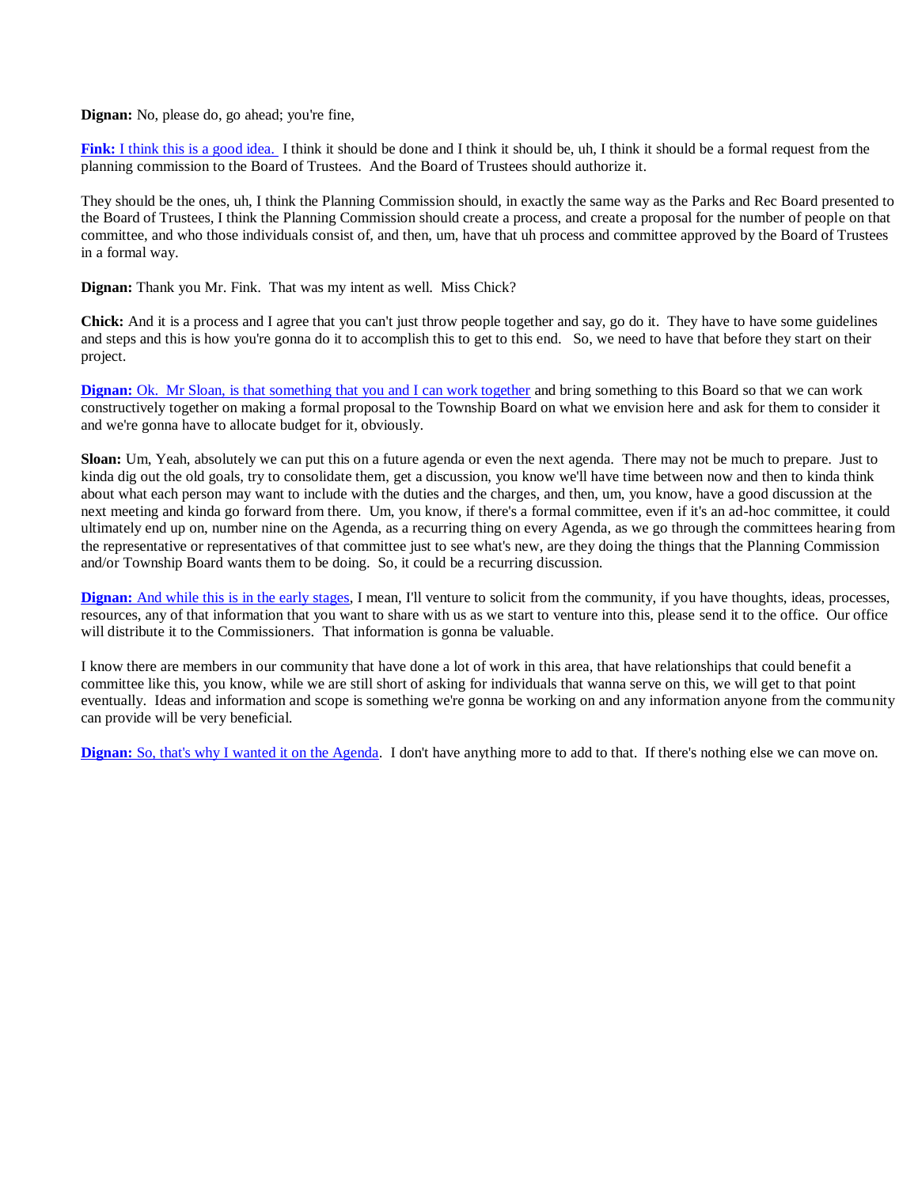**Dignan:** No, please do, go ahead; you're fine,

**Fink:** I think this is a good idea. I think it should be done and I think it should be, uh, I think it should be a formal request from the planning commission to the Board of Trustees. And the Board of Trustees should authorize it.

They should be the ones, uh, I think the Planning Commission should, in exactly the same way as the Parks and Rec Board presented to the Board of Trustees, I think the Planning Commission should create a process, and create a proposal for the number of people on that committee, and who those individuals consist of, and then, um, have that uh process and committee approved by the Board of Trustees in a formal way.

**Dignan:** Thank you Mr. Fink. That was my intent as well. Miss Chick?

**Chick:** And it is a process and I agree that you can't just throw people together and say, go do it. They have to have some guidelines and steps and this is how you're gonna do it to accomplish this to get to this end. So, we need to have that before they start on their project.

**Dignan:** Ok. Mr Sloan, is that something that you and I can work together and bring something to this Board so that we can work constructively together on making a formal proposal to the Township Board on what we envision here and ask for them to consider it and we're gonna have to allocate budget for it, obviously.

**Sloan:** Um, Yeah, absolutely we can put this on a future agenda or even the next agenda. There may not be much to prepare. Just to kinda dig out the old goals, try to consolidate them, get a discussion, you know we'll have time between now and then to kinda think about what each person may want to include with the duties and the charges, and then, um, you know, have a good discussion at the next meeting and kinda go forward from there. Um, you know, if there's a formal committee, even if it's an ad-hoc committee, it could ultimately end up on, number nine on the Agenda, as a recurring thing on every Agenda, as we go through the committees hearing from the representative or representatives of that committee just to see what's new, are they doing the things that the Planning Commission and/or Township Board wants them to be doing. So, it could be a recurring discussion.

**Dignan:** And while this is in the early stages, I mean, I'll venture to solicit from the community, if you have thoughts, ideas, processes, resources, any of that information that you want to share with us as we start to venture into this, please send it to the office. Our office will distribute it to the Commissioners. That information is gonna be valuable.

I know there are members in our community that have done a lot of work in this area, that have relationships that could benefit a committee like this, you know, while we are still short of asking for individuals that wanna serve on this, we will get to that point eventually. Ideas and information and scope is something we're gonna be working on and any information anyone from the community can provide will be very beneficial.

**Dignan:** So, that's why I wanted it on the Agenda. I don't have anything more to add to that. If there's nothing else we can move on.